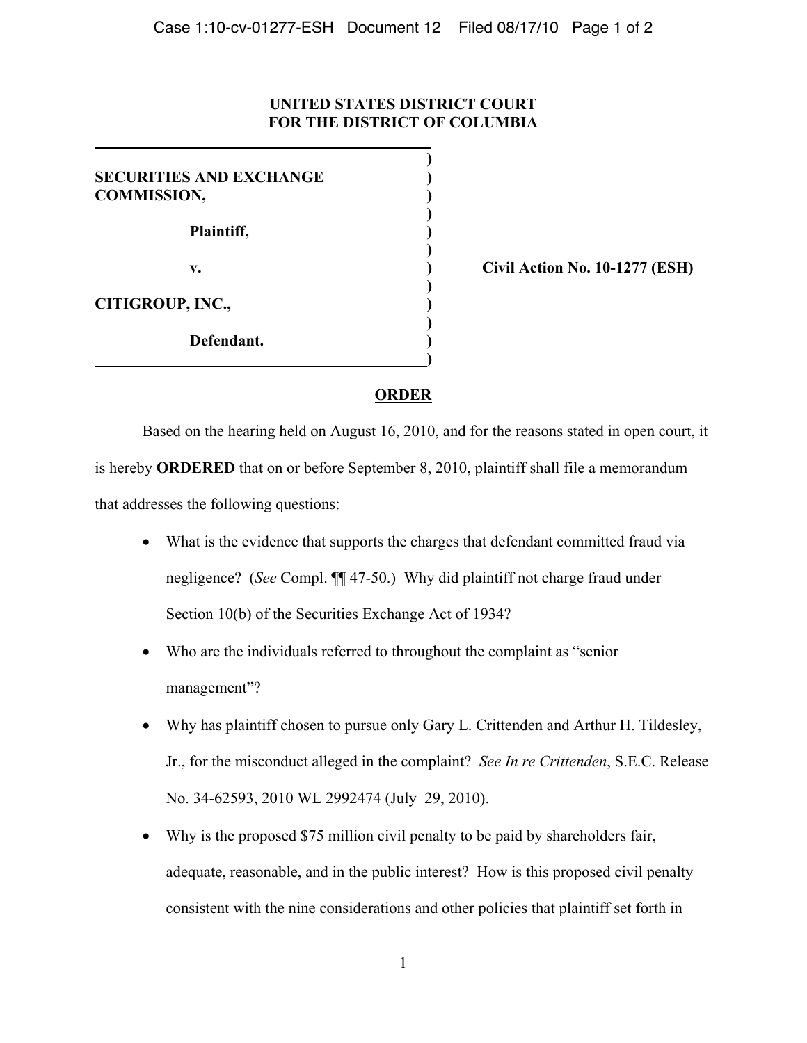**UNITED STATES DISTRICT COURT**
**FOR THE DISTRICT OF COLUMBIA**

| | |
|---|---|
| **SECURITIES AND EXCHANGE COMMISSION,** <br> **Plaintiff,** <br> **v.** <br> **CITIGROUP, INC.,** <br> **Defendant.** | **Civil Action No. 10-1277 (ESH)** |

**ORDER**

Based on the hearing held on August 16, 2010, and for the reasons stated in open court, it is hereby **ORDERED** that on or before September 8, 2010, plaintiff shall file a memorandum that addresses the following questions:

- What is the evidence that supports the charges that defendant committed fraud via negligence? (*See* Compl. ¶¶ 47-50.) Why did plaintiff not charge fraud under Section 10(b) of the Securities Exchange Act of 1934?
- Who are the individuals referred to throughout the complaint as "senior management"?
- Why has plaintiff chosen to pursue only Gary L. Crittenden and Arthur H. Tildesley, Jr., for the misconduct alleged in the complaint? *See In re Crittenden*, S.E.C. Release No. 34-62593, 2010 WL 2992474 (July 29, 2010).
- Why is the proposed $75 million civil penalty to be paid by shareholders fair, adequate, reasonable, and in the public interest? How is this proposed civil penalty consistent with the nine considerations and other policies that plaintiff set forth in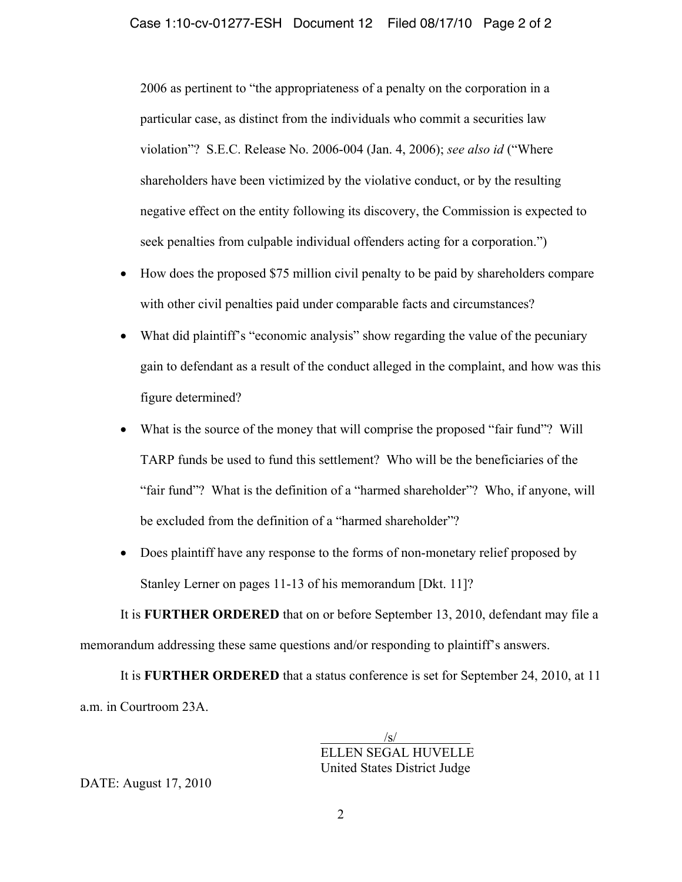2006 as pertinent to "the appropriateness of a penalty on the corporation in a particular case, as distinct from the individuals who commit a securities law violation"? S.E.C. Release No. 2006-004 (Jan. 4, 2006); *see also id* ("Where shareholders have been victimized by the violative conduct, or by the resulting negative effect on the entity following its discovery, the Commission is expected to seek penalties from culpable individual offenders acting for a corporation.")

- How does the proposed $75 million civil penalty to be paid by shareholders compare with other civil penalties paid under comparable facts and circumstances?
- What did plaintiff's "economic analysis" show regarding the value of the pecuniary gain to defendant as a result of the conduct alleged in the complaint, and how was this figure determined?
- What is the source of the money that will comprise the proposed "fair fund"? Will TARP funds be used to fund this settlement? Who will be the beneficiaries of the "fair fund"? What is the definition of a "harmed shareholder"? Who, if anyone, will be excluded from the definition of a "harmed shareholder"?
- Does plaintiff have any response to the forms of non-monetary relief proposed by Stanley Lerner on pages 11-13 of his memorandum [Dkt. 11]?

It is **FURTHER ORDERED** that on or before September 13, 2010, defendant may file a memorandum addressing these same questions and/or responding to plaintiff's answers.

It is **FURTHER ORDERED** that a status conference is set for September 24, 2010, at 11 a.m. in Courtroom 23A.

/s/
ELLEN SEGAL HUVELLE
United States District Judge

DATE: August 17, 2010